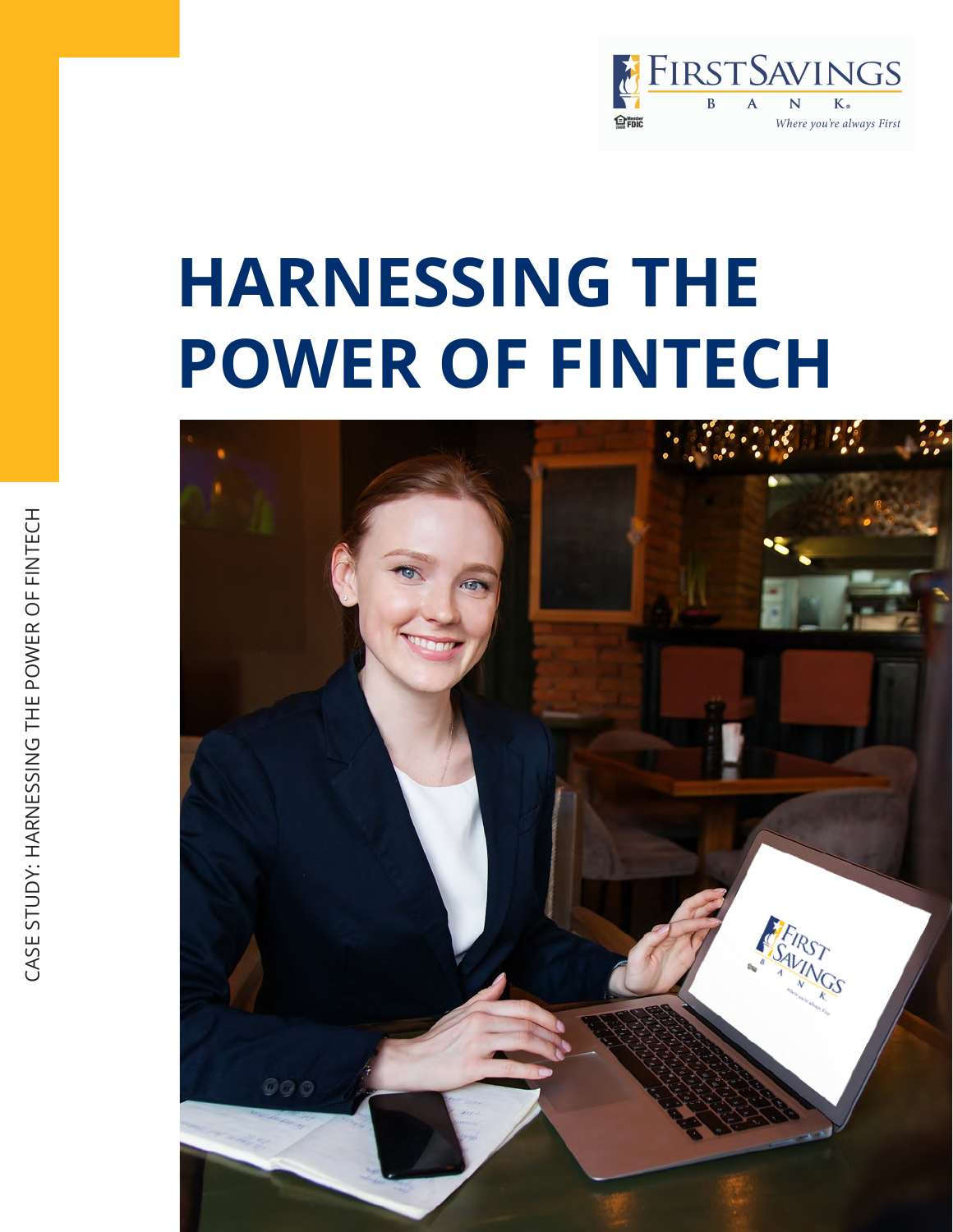FIRSTSAVINGS BANK

*Where you're always First*

Member FDIC

# HARNESSING THE POWER OF FINTECH

CASE STUDY: HARNESSING THE POWER OF FINTECH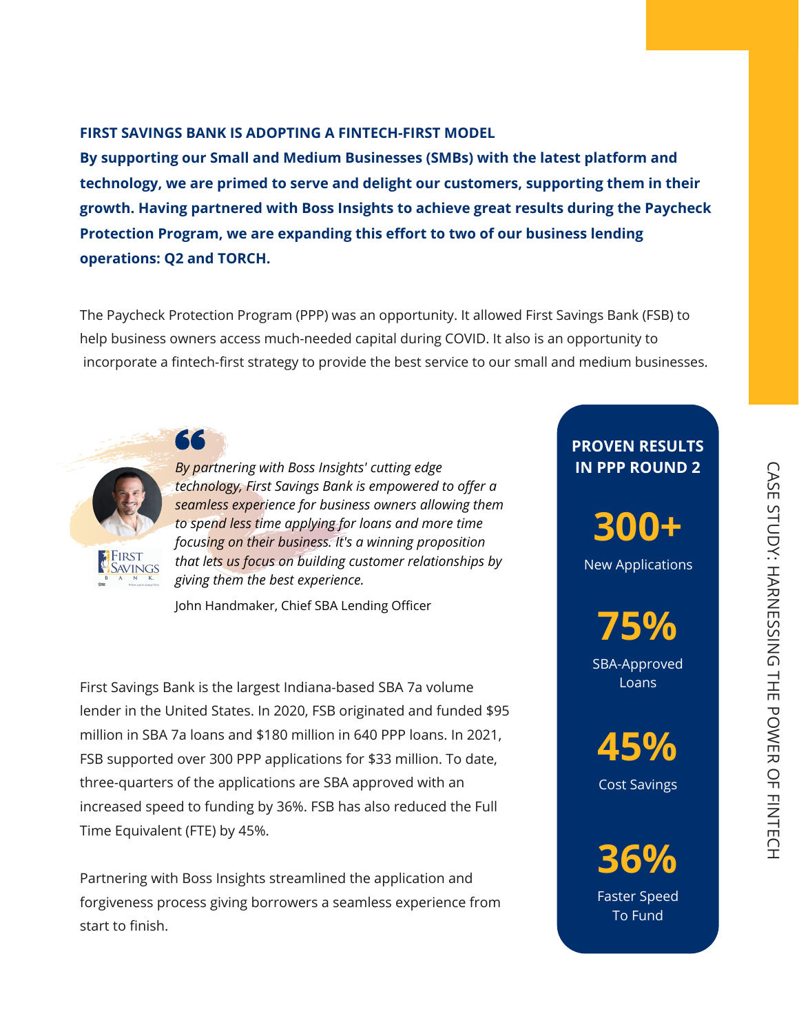**FIRST SAVINGS BANK IS ADOPTING A FINTECH-FIRST MODEL**

**By supporting our Small and Medium Businesses (SMBs) with the latest platform and technology, we are primed to serve and delight our customers, supporting them in their growth. Having partnered with Boss Insights to achieve great results during the Paycheck Protection Program, we are expanding this effort to two of our business lending operations: Q2 and TORCH.**

The Paycheck Protection Program (PPP) was an opportunity. It allowed First Savings Bank (FSB) to help business owners access much-needed capital during COVID. It also is an opportunity to incorporate a fintech-first strategy to provide the best service to our small and medium businesses.

> *By partnering with Boss Insights' cutting edge technology, First Savings Bank is empowered to offer a seamless experience for business owners allowing them to spend less time applying for loans and more time focusing on their business. It's a winning proposition that lets us focus on building customer relationships by giving them the best experience.*
>
> John Handmaker, Chief SBA Lending Officer

First Savings Bank is the largest Indiana-based SBA 7a volume lender in the United States. In 2020, FSB originated and funded $95 million in SBA 7a loans and $180 million in 640 PPP loans. In 2021, FSB supported over 300 PPP applications for $33 million. To date, three-quarters of the applications are SBA approved with an increased speed to funding by 36%. FSB has also reduced the Full Time Equivalent (FTE) by 45%.

Partnering with Boss Insights streamlined the application and forgiveness process giving borrowers a seamless experience from start to finish.

**PROVEN RESULTS IN PPP ROUND 2**

**300+**
New Applications

**75%**
SBA-Approved Loans

**45%**
Cost Savings

**36%**
Faster Speed To Fund

CASE STUDY: HARNESSING THE POWER OF FINTECH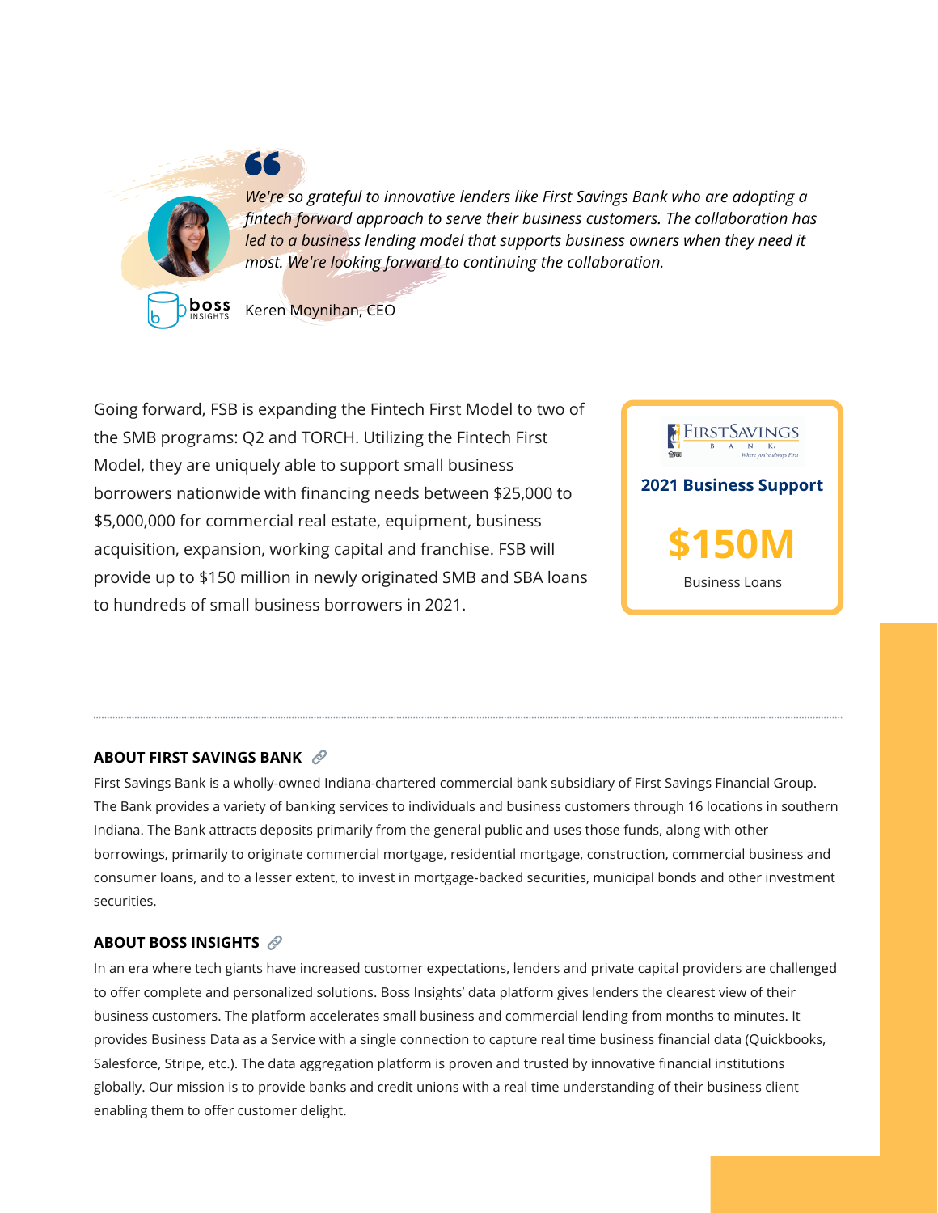> *We're so grateful to innovative lenders like First Savings Bank who are adopting a fintech forward approach to serve their business customers. The collaboration has led to a business lending model that supports business owners when they need it most. We're looking forward to continuing the collaboration.*
>
> Keren Moynihan, CEO

boss INSIGHTS

Going forward, FSB is expanding the Fintech First Model to two of the SMB programs: Q2 and TORCH. Utilizing the Fintech First Model, they are uniquely able to support small business borrowers nationwide with financing needs between $25,000 to $5,000,000 for commercial real estate, equipment, business acquisition, expansion, working capital and franchise. FSB will provide up to $150 million in newly originated SMB and SBA loans to hundreds of small business borrowers in 2021.

FIRST SAVINGS BANK
Where you're always First

**2021 Business Support**

**$150M**

Business Loans

---

### ABOUT FIRST SAVINGS BANK

First Savings Bank is a wholly-owned Indiana-chartered commercial bank subsidiary of First Savings Financial Group. The Bank provides a variety of banking services to individuals and business customers through 16 locations in southern Indiana. The Bank attracts deposits primarily from the general public and uses those funds, along with other borrowings, primarily to originate commercial mortgage, residential mortgage, construction, commercial business and consumer loans, and to a lesser extent, to invest in mortgage-backed securities, municipal bonds and other investment securities.

### ABOUT BOSS INSIGHTS

In an era where tech giants have increased customer expectations, lenders and private capital providers are challenged to offer complete and personalized solutions. Boss Insights' data platform gives lenders the clearest view of their business customers. The platform accelerates small business and commercial lending from months to minutes. It provides Business Data as a Service with a single connection to capture real time business financial data (Quickbooks, Salesforce, Stripe, etc.). The data aggregation platform is proven and trusted by innovative financial institutions globally. Our mission is to provide banks and credit unions with a real time understanding of their business client enabling them to offer customer delight.